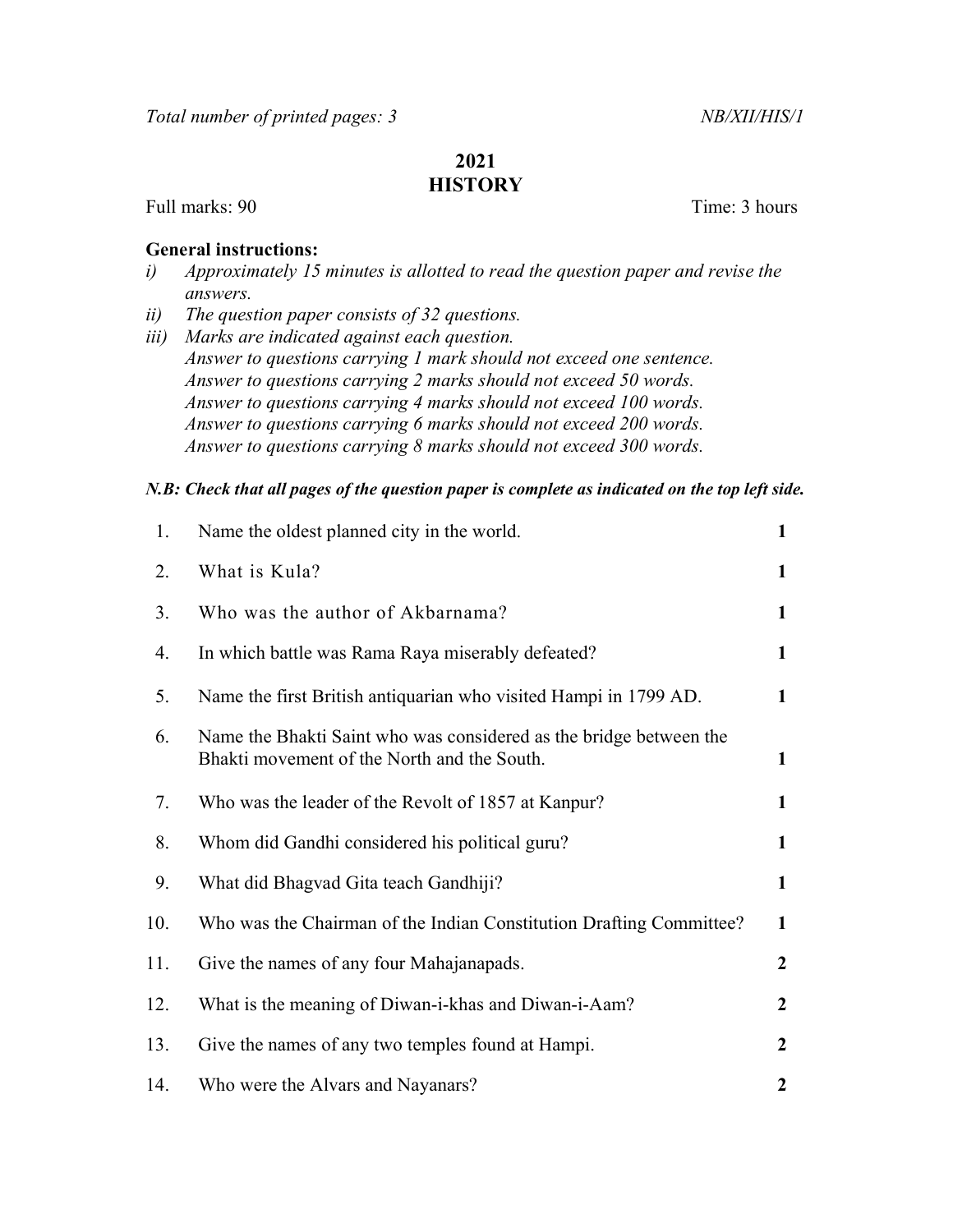*Total number of printed pages: 3* *NB/XII/HIS/1*

# 2021
# HISTORY

Full marks: 90 Time: 3 hours

**General instructions:**

i) *Approximately 15 minutes is allotted to read the question paper and revise the answers.*
ii) *The question paper consists of 32 questions.*
iii) *Marks are indicated against each question.*
*Answer to questions carrying 1 mark should not exceed one sentence.*
*Answer to questions carrying 2 marks should not exceed 50 words.*
*Answer to questions carrying 4 marks should not exceed 100 words.*
*Answer to questions carrying 6 marks should not exceed 200 words.*
*Answer to questions carrying 8 marks should not exceed 300 words.*

***N.B: Check that all pages of the question paper is complete as indicated on the top left side.***

| | | |
|---|---|---|
| 1. | Name the oldest planned city in the world. | **1** |
| 2. | What is Kula? | **1** |
| 3. | Who was the author of Akbarnama? | **1** |
| 4. | In which battle was Rama Raya miserably defeated? | **1** |
| 5. | Name the first British antiquarian who visited Hampi in 1799 AD. | **1** |
| 6. | Name the Bhakti Saint who was considered as the bridge between the Bhakti movement of the North and the South. | **1** |
| 7. | Who was the leader of the Revolt of 1857 at Kanpur? | **1** |
| 8. | Whom did Gandhi considered his political guru? | **1** |
| 9. | What did Bhagvad Gita teach Gandhiji? | **1** |
| 10. | Who was the Chairman of the Indian Constitution Drafting Committee? | **1** |
| 11. | Give the names of any four Mahajanapads. | **2** |
| 12. | What is the meaning of Diwan-i-khas and Diwan-i-Aam? | **2** |
| 13. | Give the names of any two temples found at Hampi. | **2** |
| 14. | Who were the Alvars and Nayanars? | **2** |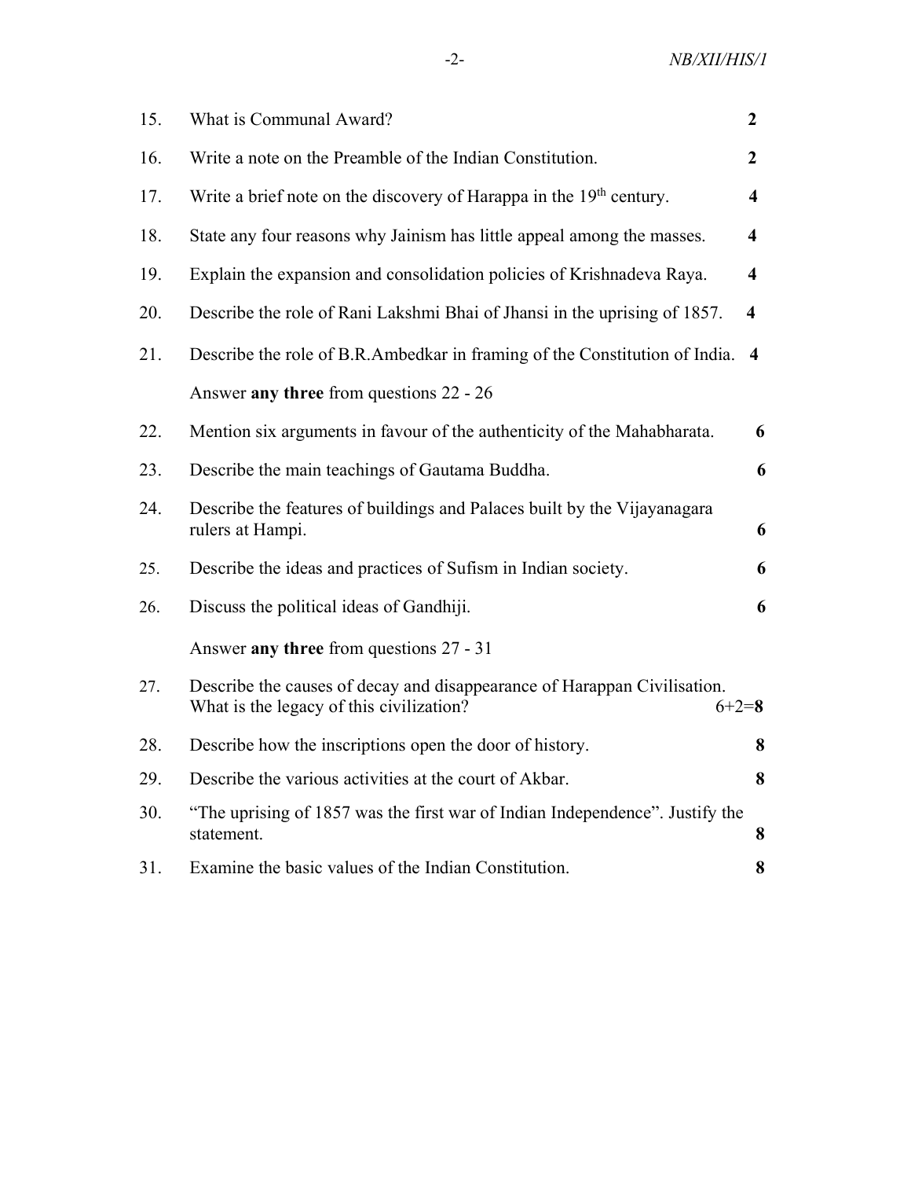15. What is Communal Award? **2**

16. Write a note on the Preamble of the Indian Constitution. **2**

17. Write a brief note on the discovery of Harappa in the 19th century. **4**

18. State any four reasons why Jainism has little appeal among the masses. **4**

19. Explain the expansion and consolidation policies of Krishnadeva Raya. **4**

20. Describe the role of Rani Lakshmi Bhai of Jhansi in the uprising of 1857. **4**

21. Describe the role of B.R.Ambedkar in framing of the Constitution of India. **4**

Answer **any three** from questions 22 - 26

22. Mention six arguments in favour of the authenticity of the Mahabharata. **6**

23. Describe the main teachings of Gautama Buddha. **6**

24. Describe the features of buildings and Palaces built by the Vijayanagara rulers at Hampi. **6**

25. Describe the ideas and practices of Sufism in Indian society. **6**

26. Discuss the political ideas of Gandhiji. **6**

Answer **any three** from questions 27 - 31

27. Describe the causes of decay and disappearance of Harappan Civilisation. What is the legacy of this civilization? 6+2=**8**

28. Describe how the inscriptions open the door of history. **8**

29. Describe the various activities at the court of Akbar. **8**

30. "The uprising of 1857 was the first war of Indian Independence". Justify the statement. **8**

31. Examine the basic values of the Indian Constitution. **8**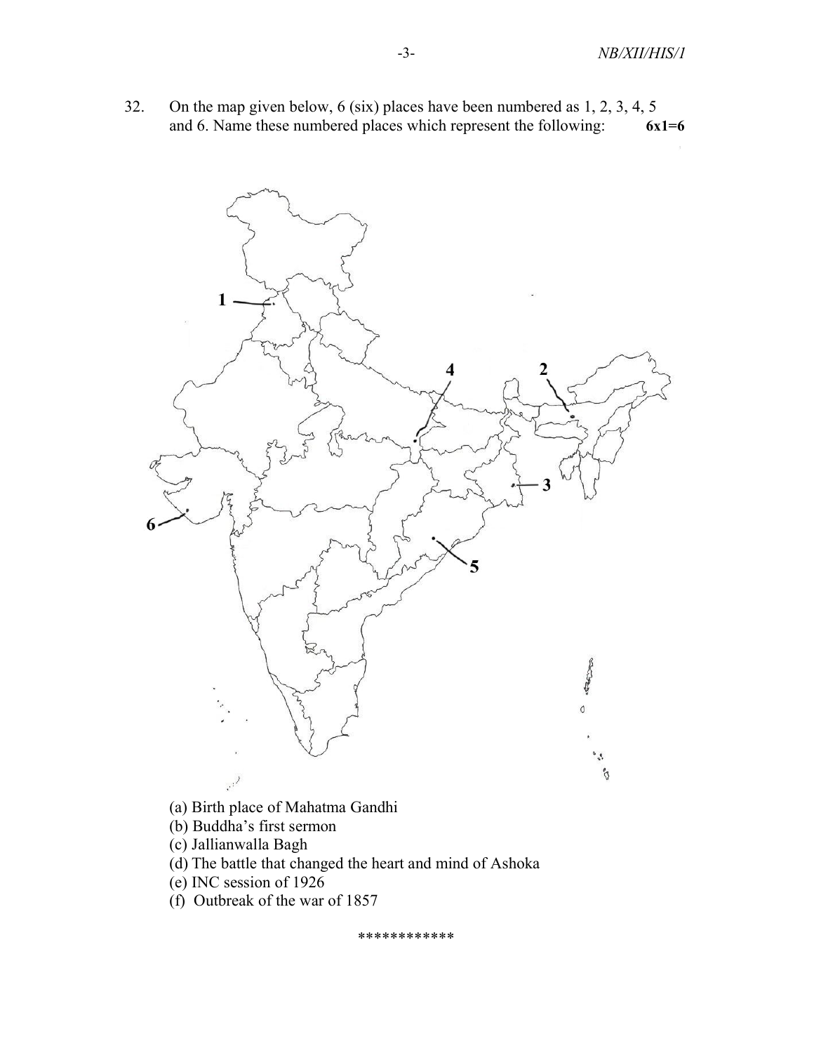32. On the map given below, 6 (six) places have been numbered as 1, 2, 3, 4, 5 and 6. Name these numbered places which represent the following: **6x1=6**

1

4

2

3

6

5

(a) Birth place of Mahatma Gandhi
(b) Buddha's first sermon
(c) Jallianwalla Bagh
(d) The battle that changed the heart and mind of Ashoka
(e) INC session of 1926
(f) Outbreak of the war of 1857

************